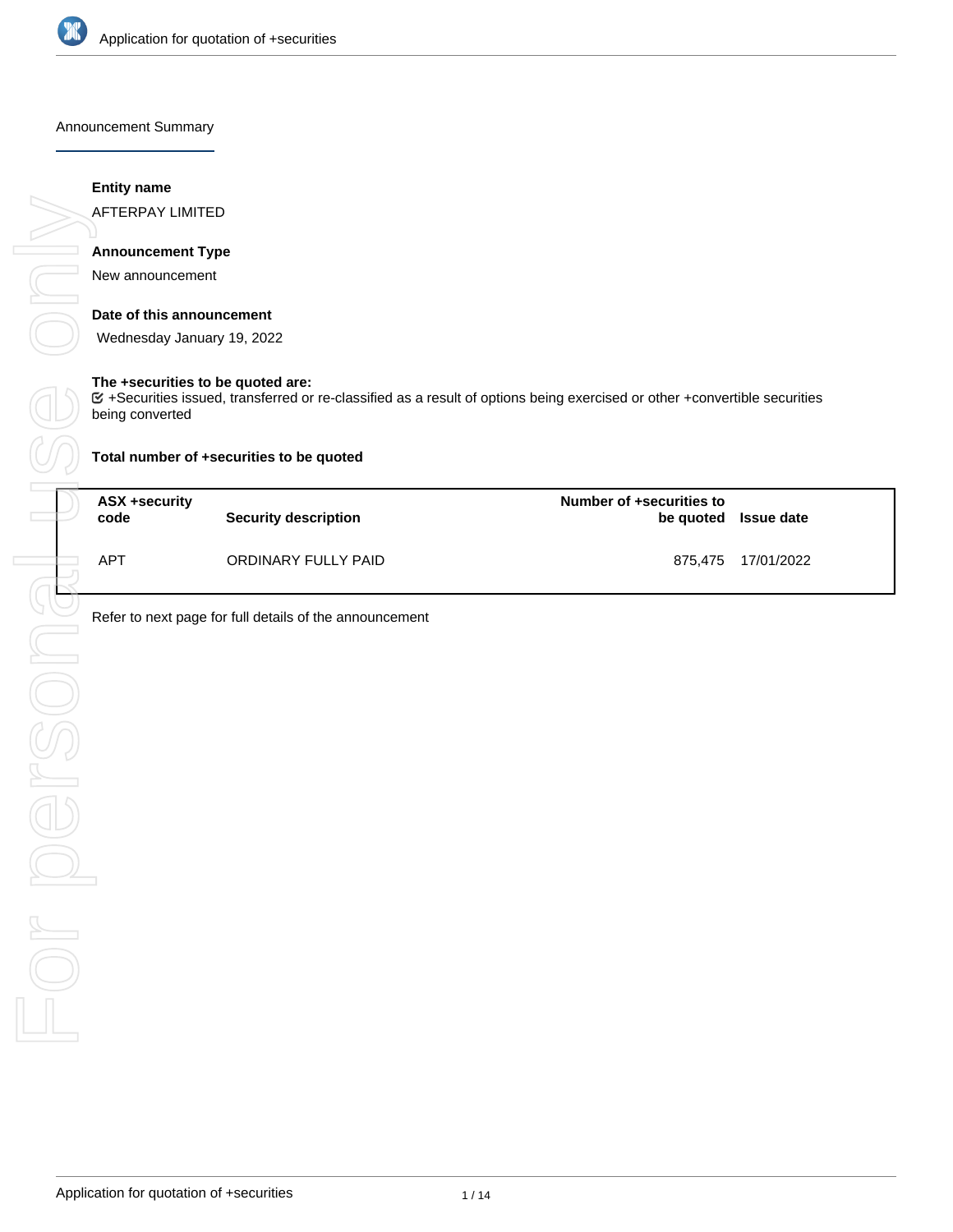Announcement Summary

**Entity name**

AFTERPAY LIMITED

**Announcement Type**

New announcement

**Date of this announcement**

Wednesday January 19, 2022

**The +securities to be quoted are:**

☑ +Securities issued, transferred or re-classified as a result of options being exercised or other +convertible securities being converted

**Total number of +securities to be quoted**

| ASX +security code | Security description | Number of +securities to be quoted | Issue date |
|---|---|---|---|
| APT | ORDINARY FULLY PAID | 875,475 | 17/01/2022 |

Refer to next page for full details of the announcement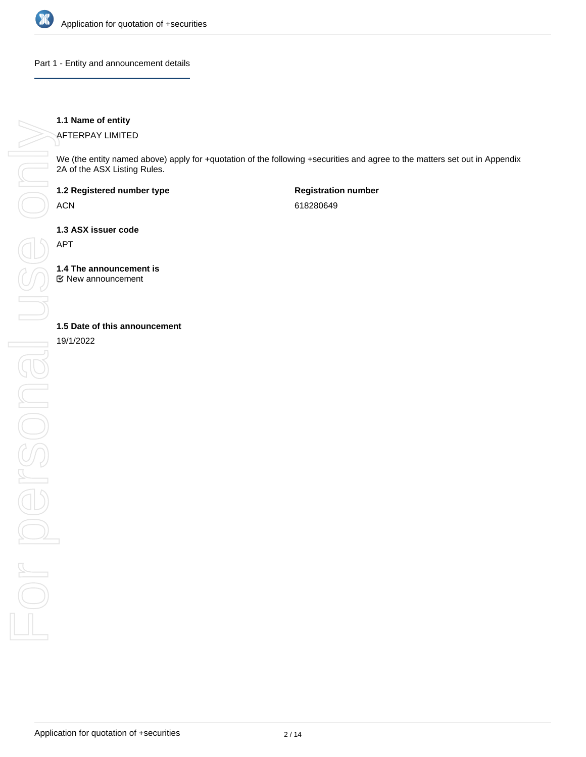## Part 1 - Entity and announcement details

**1.1 Name of entity**

AFTERPAY LIMITED

We (the entity named above) apply for +quotation of the following +securities and agree to the matters set out in Appendix 2A of the ASX Listing Rules.

**1.2 Registered number type**

ACN

**Registration number**

618280649

**1.3 ASX issuer code**

APT

**1.4 The announcement is**

☑ New announcement

**1.5 Date of this announcement**

19/1/2022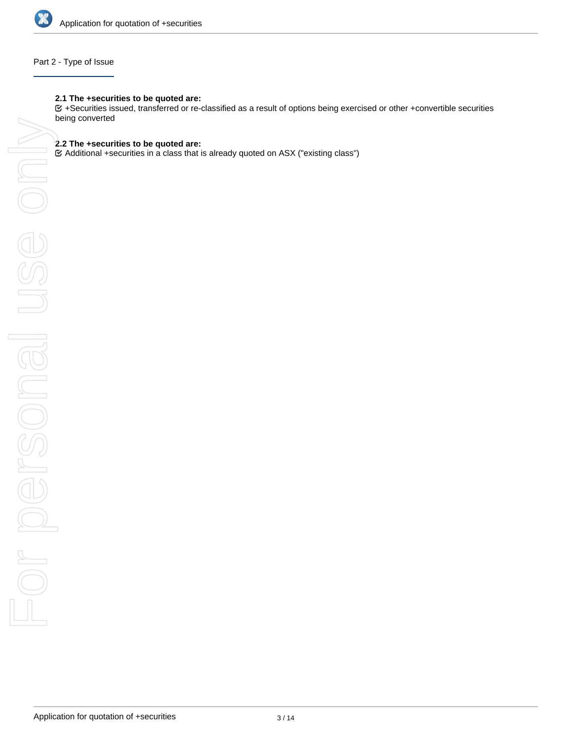Part 2 - Type of Issue

**2.1 The +securities to be quoted are:**

☑ +Securities issued, transferred or re-classified as a result of options being exercised or other +convertible securities being converted

**2.2 The +securities to be quoted are:**

☑ Additional +securities in a class that is already quoted on ASX ("existing class")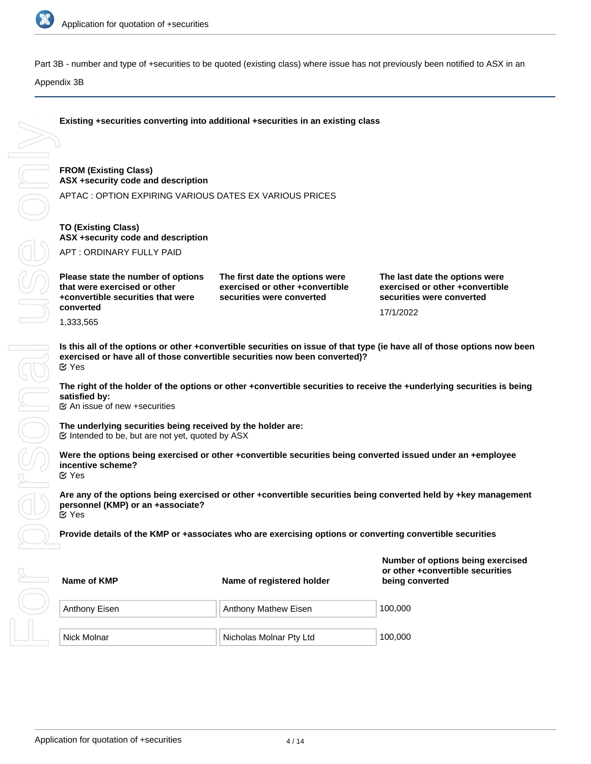Part 3B - number and type of +securities to be quoted (existing class) where issue has not previously been notified to ASX in an Appendix 3B

**Existing +securities converting into additional +securities in an existing class**

**FROM (Existing Class)**
**ASX +security code and description**

APTAC : OPTION EXPIRING VARIOUS DATES EX VARIOUS PRICES

**TO (Existing Class)**
**ASX +security code and description**

APT : ORDINARY FULLY PAID

| Please state the number of options that were exercised or other +convertible securities that were converted | The first date the options were exercised or other +convertible securities were converted | The last date the options were exercised or other +convertible securities were converted |
|---|---|---|
| 1,333,565 | | 17/1/2022 |

**Is this all of the options or other +convertible securities on issue of that type (ie have all of those options now been exercised or have all of those convertible securities now been converted)?**
Yes

**The right of the holder of the options or other +convertible securities to receive the +underlying securities is being satisfied by:**
An issue of new +securities

**The underlying securities being received by the holder are:**
Intended to be, but are not yet, quoted by ASX

**Were the options being exercised or other +convertible securities being converted issued under an +employee incentive scheme?**
Yes

**Are any of the options being exercised or other +convertible securities being converted held by +key management personnel (KMP) or an +associate?**
Yes

**Provide details of the KMP or +associates who are exercising options or converting convertible securities**

| Name of KMP | Name of registered holder | Number of options being exercised or other +convertible securities being converted |
|---|---|---|
| Anthony Eisen | Anthony Mathew Eisen | 100,000 |
| Nick Molnar | Nicholas Molnar Pty Ltd | 100,000 |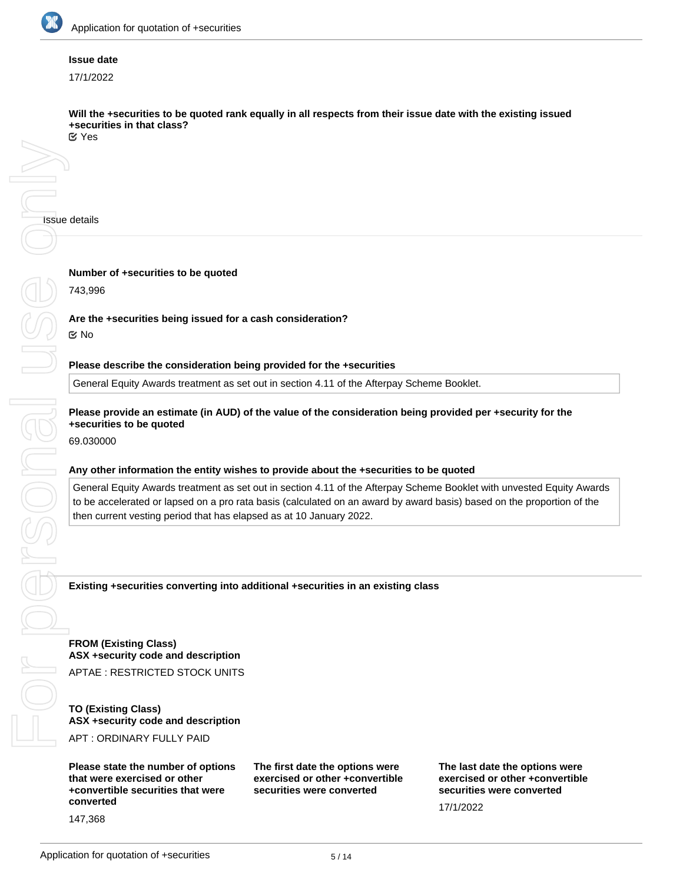**Issue date**

17/1/2022

**Will the +securities to be quoted rank equally in all respects from their issue date with the existing issued +securities in that class?**

☑ Yes

Issue details

**Number of +securities to be quoted**

743,996

**Are the +securities being issued for a cash consideration?**

☑ No

**Please describe the consideration being provided for the +securities**

General Equity Awards treatment as set out in section 4.11 of the Afterpay Scheme Booklet.

**Please provide an estimate (in AUD) of the value of the consideration being provided per +security for the +securities to be quoted**

69.030000

**Any other information the entity wishes to provide about the +securities to be quoted**

General Equity Awards treatment as set out in section 4.11 of the Afterpay Scheme Booklet with unvested Equity Awards to be accelerated or lapsed on a pro rata basis (calculated on an award by award basis) based on the proportion of the then current vesting period that has elapsed as at 10 January 2022.

**Existing +securities converting into additional +securities in an existing class**

**FROM (Existing Class)**
**ASX +security code and description**

APTAE : RESTRICTED STOCK UNITS

**TO (Existing Class)**
**ASX +security code and description**

APT : ORDINARY FULLY PAID

**Please state the number of options that were exercised or other +convertible securities that were converted**

147,368

**The first date the options were exercised or other +convertible securities were converted**

**The last date the options were exercised or other +convertible securities were converted**

17/1/2022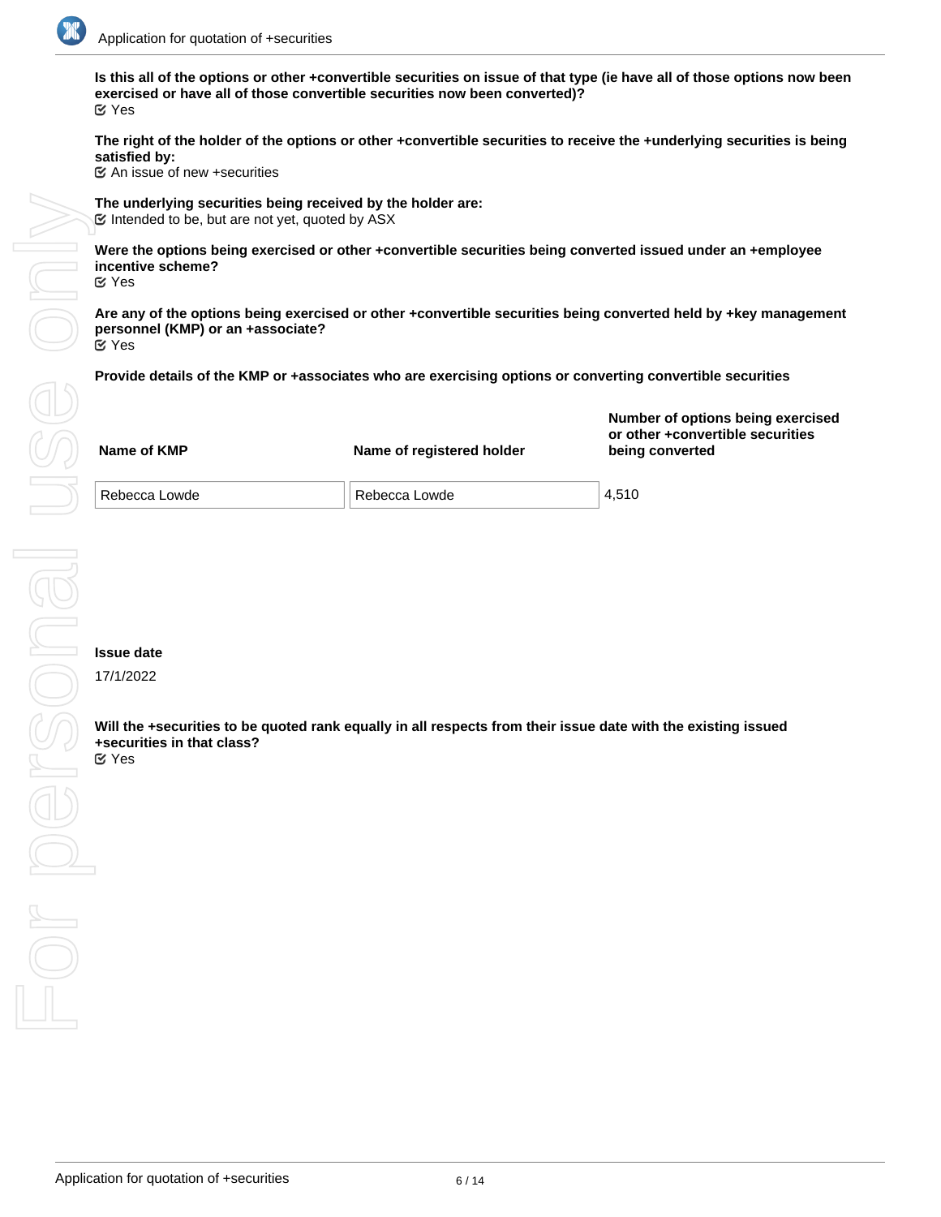**Is this all of the options or other +convertible securities on issue of that type (ie have all of those options now been exercised or have all of those convertible securities now been converted)?**

☑ Yes

**The right of the holder of the options or other +convertible securities to receive the +underlying securities is being satisfied by:**

☑ An issue of new +securities

**The underlying securities being received by the holder are:**

☑ Intended to be, but are not yet, quoted by ASX

**Were the options being exercised or other +convertible securities being converted issued under an +employee incentive scheme?**

☑ Yes

**Are any of the options being exercised or other +convertible securities being converted held by +key management personnel (KMP) or an +associate?**

☑ Yes

**Provide details of the KMP or +associates who are exercising options or converting convertible securities**

| Name of KMP | Name of registered holder | Number of options being exercised or other +convertible securities being converted |
| --- | --- | --- |
| Rebecca Lowde | Rebecca Lowde | 4,510 |

**Issue date**

17/1/2022

**Will the +securities to be quoted rank equally in all respects from their issue date with the existing issued +securities in that class?**

☑ Yes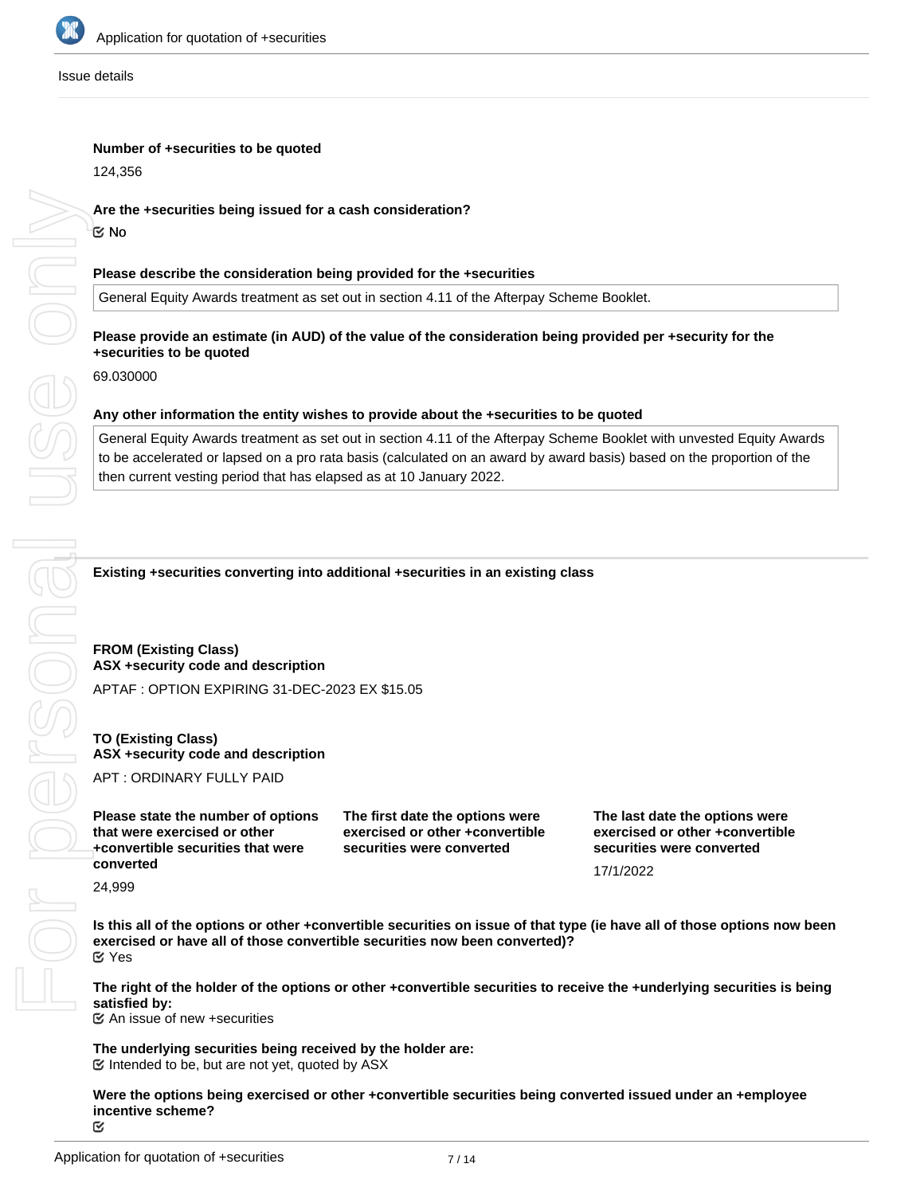Issue details

**Number of +securities to be quoted**

124,356

**Are the +securities being issued for a cash consideration?**

☑ No

**Please describe the consideration being provided for the +securities**

General Equity Awards treatment as set out in section 4.11 of the Afterpay Scheme Booklet.

**Please provide an estimate (in AUD) of the value of the consideration being provided per +security for the +securities to be quoted**

69.030000

**Any other information the entity wishes to provide about the +securities to be quoted**

General Equity Awards treatment as set out in section 4.11 of the Afterpay Scheme Booklet with unvested Equity Awards to be accelerated or lapsed on a pro rata basis (calculated on an award by award basis) based on the proportion of the then current vesting period that has elapsed as at 10 January 2022.

**Existing +securities converting into additional +securities in an existing class**

**FROM (Existing Class)**
**ASX +security code and description**

APTAF : OPTION EXPIRING 31-DEC-2023 EX $15.05

**TO (Existing Class)**
**ASX +security code and description**

APT : ORDINARY FULLY PAID

| Please state the number of options that were exercised or other +convertible securities that were converted | The first date the options were exercised or other +convertible securities were converted | The last date the options were exercised or other +convertible securities were converted |
|---|---|---|
| 24,999 | | 17/1/2022 |

**Is this all of the options or other +convertible securities on issue of that type (ie have all of those options now been exercised or have all of those convertible securities now been converted)?**
☑ Yes

**The right of the holder of the options or other +convertible securities to receive the +underlying securities is being satisfied by:**
☑ An issue of new +securities

**The underlying securities being received by the holder are:**
☑ Intended to be, but are not yet, quoted by ASX

**Were the options being exercised or other +convertible securities being converted issued under an +employee incentive scheme?**
☑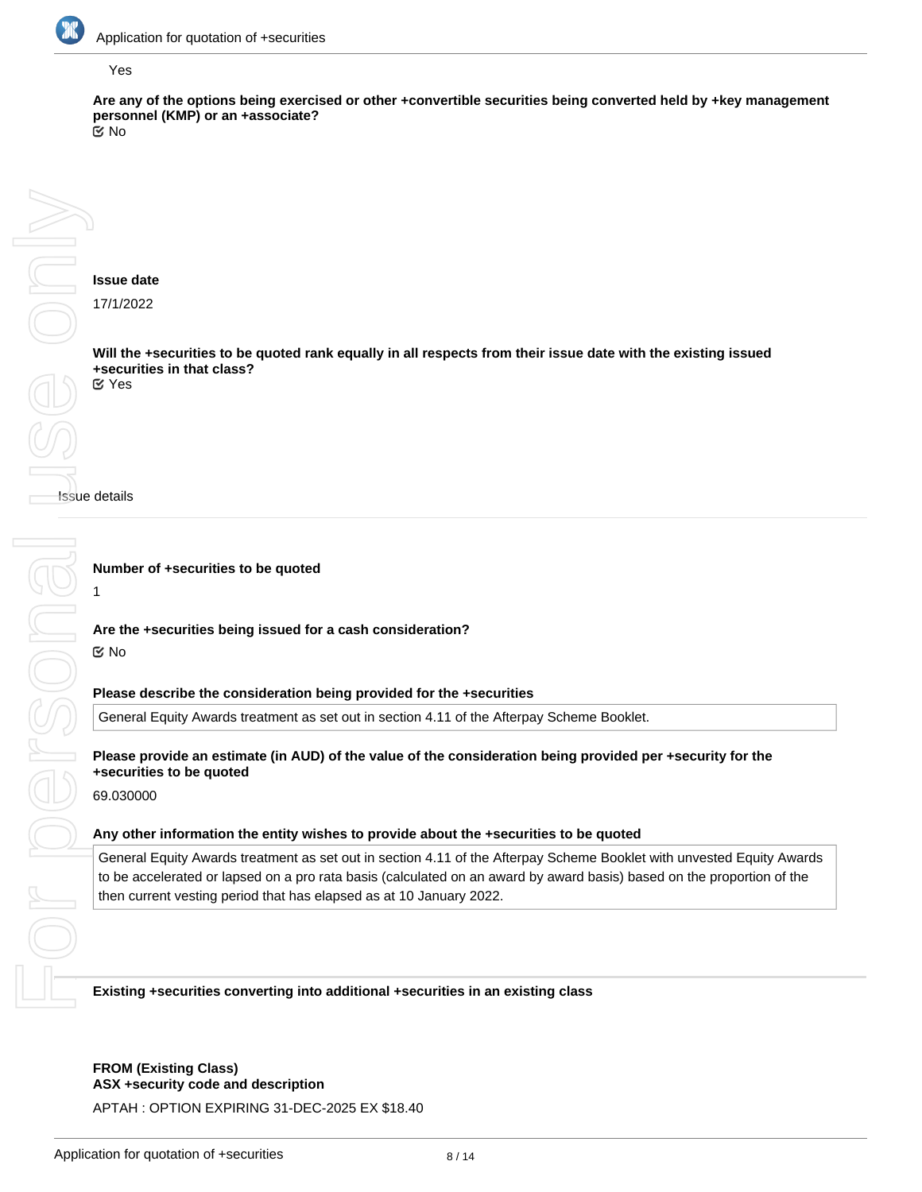Yes

**Are any of the options being exercised or other +convertible securities being converted held by +key management personnel (KMP) or an +associate?**

☑ No

**Issue date**

17/1/2022

**Will the +securities to be quoted rank equally in all respects from their issue date with the existing issued +securities in that class?**

☑ Yes

Issue details

**Number of +securities to be quoted**

1

**Are the +securities being issued for a cash consideration?**

☑ No

**Please describe the consideration being provided for the +securities**

General Equity Awards treatment as set out in section 4.11 of the Afterpay Scheme Booklet.

**Please provide an estimate (in AUD) of the value of the consideration being provided per +security for the +securities to be quoted**

69.030000

**Any other information the entity wishes to provide about the +securities to be quoted**

General Equity Awards treatment as set out in section 4.11 of the Afterpay Scheme Booklet with unvested Equity Awards to be accelerated or lapsed on a pro rata basis (calculated on an award by award basis) based on the proportion of the then current vesting period that has elapsed as at 10 January 2022.

**Existing +securities converting into additional +securities in an existing class**

**FROM (Existing Class)**
**ASX +security code and description**

APTAH : OPTION EXPIRING 31-DEC-2025 EX $18.40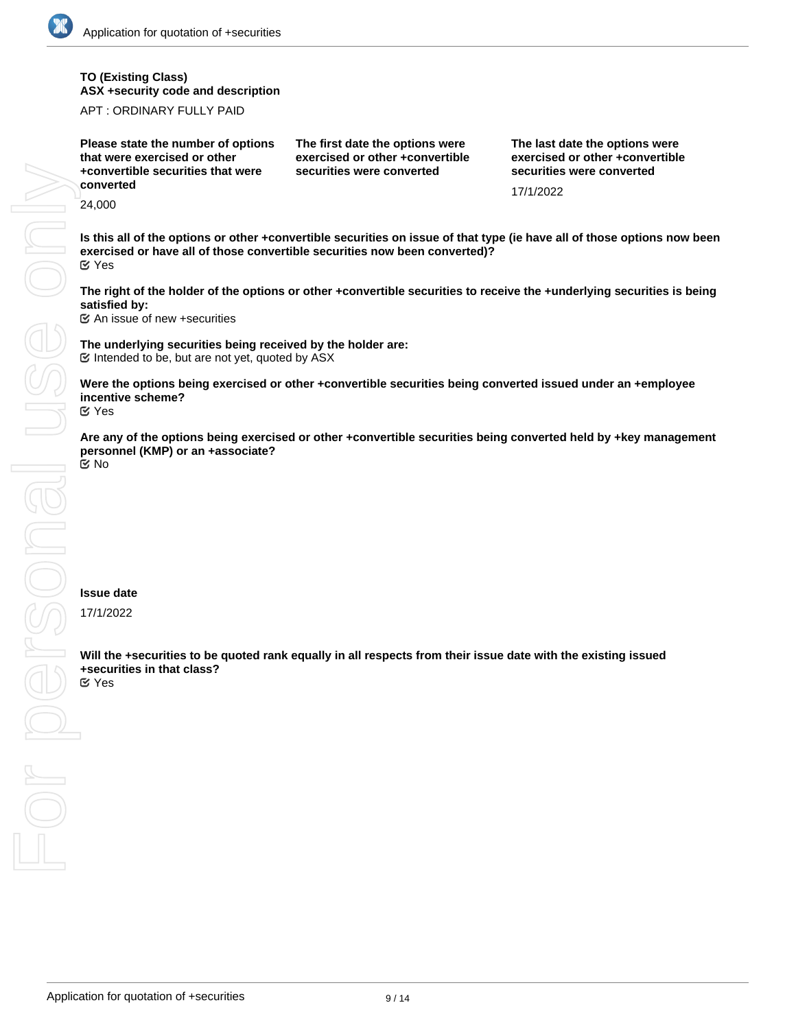**TO (Existing Class)**
**ASX +security code and description**

APT : ORDINARY FULLY PAID

**Please state the number of options that were exercised or other +convertible securities that were converted**

24,000

**The first date the options were exercised or other +convertible securities were converted**

**The last date the options were exercised or other +convertible securities were converted**

17/1/2022

**Is this all of the options or other +convertible securities on issue of that type (ie have all of those options now been exercised or have all of those convertible securities now been converted)?**

☑ Yes

**The right of the holder of the options or other +convertible securities to receive the +underlying securities is being satisfied by:**

☑ An issue of new +securities

**The underlying securities being received by the holder are:**

☑ Intended to be, but are not yet, quoted by ASX

**Were the options being exercised or other +convertible securities being converted issued under an +employee incentive scheme?**

☑ Yes

**Are any of the options being exercised or other +convertible securities being converted held by +key management personnel (KMP) or an +associate?**

☑ No

**Issue date**

17/1/2022

**Will the +securities to be quoted rank equally in all respects from their issue date with the existing issued +securities in that class?**

☑ Yes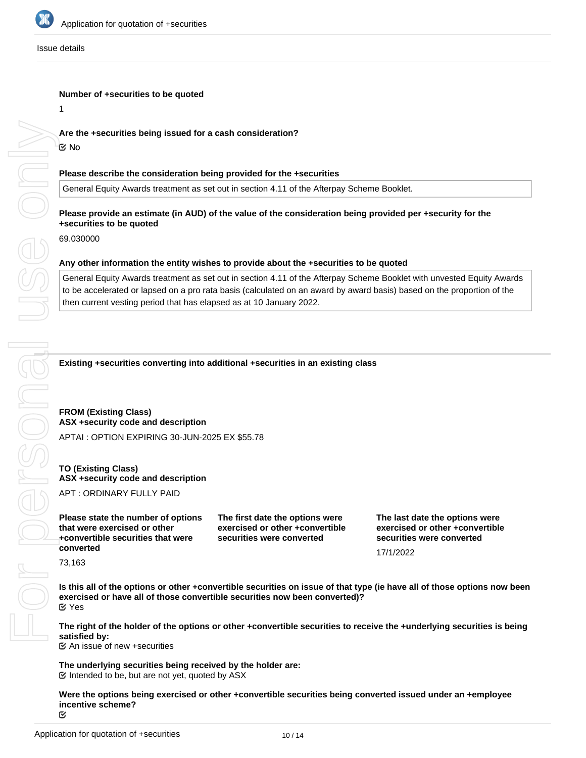Issue details

**Number of +securities to be quoted**

1

**Are the +securities being issued for a cash consideration?**

☑ No

**Please describe the consideration being provided for the +securities**

General Equity Awards treatment as set out in section 4.11 of the Afterpay Scheme Booklet.

**Please provide an estimate (in AUD) of the value of the consideration being provided per +security for the +securities to be quoted**

69.030000

**Any other information the entity wishes to provide about the +securities to be quoted**

General Equity Awards treatment as set out in section 4.11 of the Afterpay Scheme Booklet with unvested Equity Awards to be accelerated or lapsed on a pro rata basis (calculated on an award by award basis) based on the proportion of the then current vesting period that has elapsed as at 10 January 2022.

**Existing +securities converting into additional +securities in an existing class**

**FROM (Existing Class)**
**ASX +security code and description**

APTAI : OPTION EXPIRING 30-JUN-2025 EX $55.78

**TO (Existing Class)**
**ASX +security code and description**

APT : ORDINARY FULLY PAID

| Please state the number of options that were exercised or other +convertible securities that were converted | The first date the options were exercised or other +convertible securities were converted | The last date the options were exercised or other +convertible securities were converted |
|---|---|---|
| 73,163 | | 17/1/2022 |

**Is this all of the options or other +convertible securities on issue of that type (ie have all of those options now been exercised or have all of those convertible securities now been converted)?**

☑ Yes

**The right of the holder of the options or other +convertible securities to receive the +underlying securities is being satisfied by:**

☑ An issue of new +securities

**The underlying securities being received by the holder are:**

☑ Intended to be, but are not yet, quoted by ASX

**Were the options being exercised or other +convertible securities being converted issued under an +employee incentive scheme?**

☑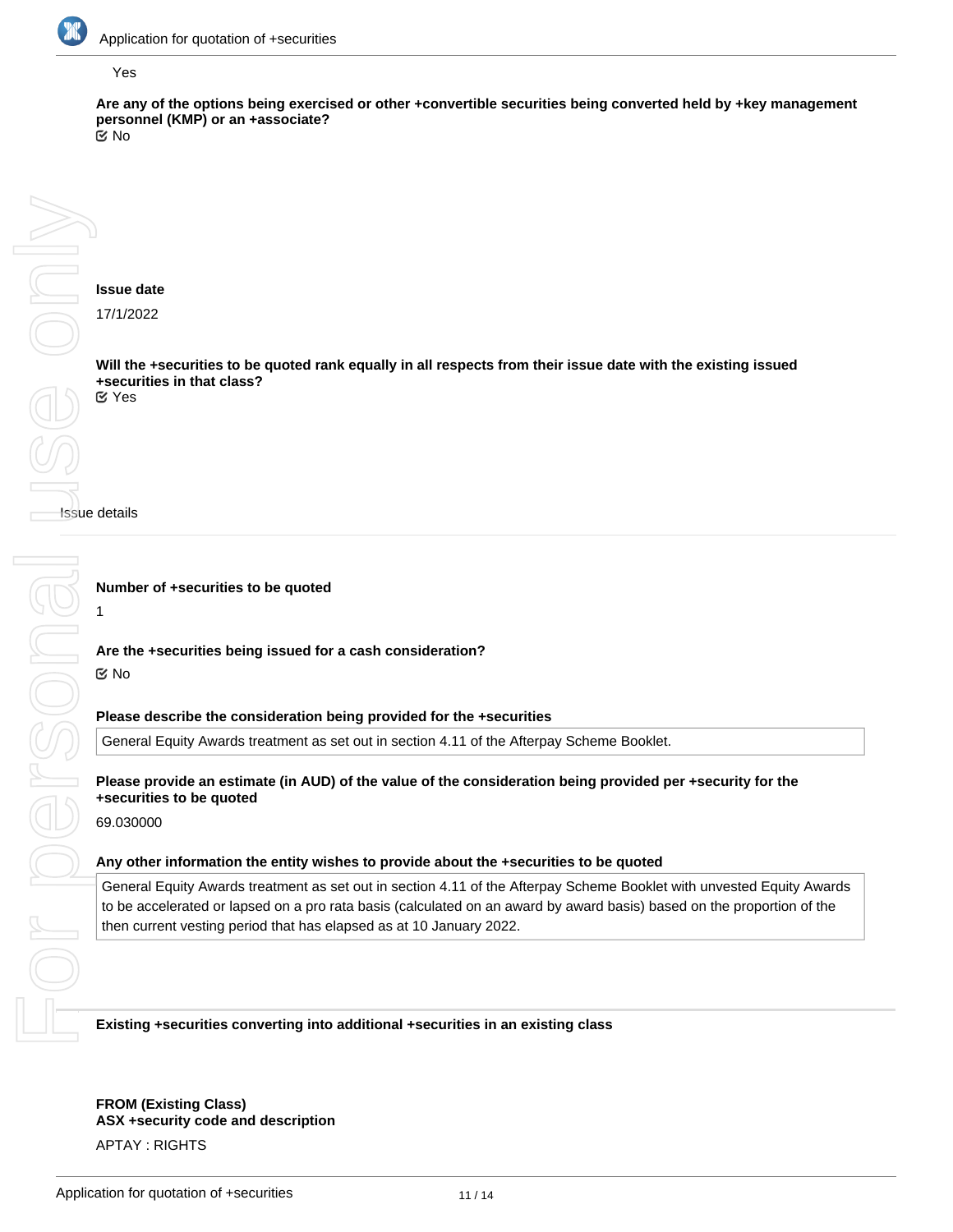Yes

**Are any of the options being exercised or other +convertible securities being converted held by +key management personnel (KMP) or an +associate?**

☑ No

**Issue date**

17/1/2022

**Will the +securities to be quoted rank equally in all respects from their issue date with the existing issued +securities in that class?**

☑ Yes

Issue details

**Number of +securities to be quoted**

1

**Are the +securities being issued for a cash consideration?**

☑ No

**Please describe the consideration being provided for the +securities**

General Equity Awards treatment as set out in section 4.11 of the Afterpay Scheme Booklet.

**Please provide an estimate (in AUD) of the value of the consideration being provided per +security for the +securities to be quoted**

69.030000

**Any other information the entity wishes to provide about the +securities to be quoted**

General Equity Awards treatment as set out in section 4.11 of the Afterpay Scheme Booklet with unvested Equity Awards to be accelerated or lapsed on a pro rata basis (calculated on an award by award basis) based on the proportion of the then current vesting period that has elapsed as at 10 January 2022.

**Existing +securities converting into additional +securities in an existing class**

**FROM (Existing Class)**
**ASX +security code and description**

APTAY : RIGHTS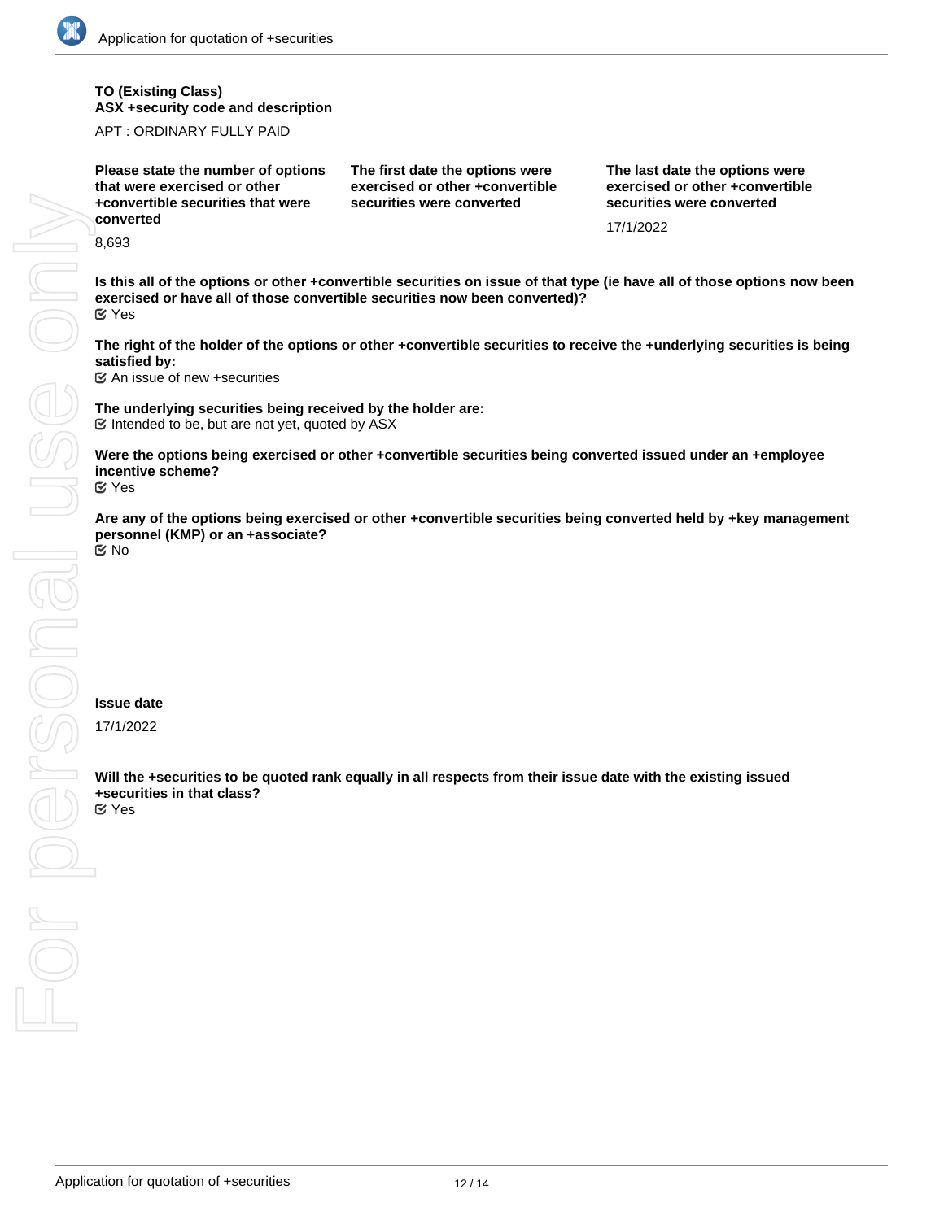**TO (Existing Class)**
**ASX +security code and description**

APT : ORDINARY FULLY PAID

**Please state the number of options that were exercised or other +convertible securities that were converted**

8,693

**The first date the options were exercised or other +convertible securities were converted**

**The last date the options were exercised or other +convertible securities were converted**

17/1/2022

**Is this all of the options or other +convertible securities on issue of that type (ie have all of those options now been exercised or have all of those convertible securities now been converted)?**

☑ Yes

**The right of the holder of the options or other +convertible securities to receive the +underlying securities is being satisfied by:**

☑ An issue of new +securities

**The underlying securities being received by the holder are:**

☑ Intended to be, but are not yet, quoted by ASX

**Were the options being exercised or other +convertible securities being converted issued under an +employee incentive scheme?**

☑ Yes

**Are any of the options being exercised or other +convertible securities being converted held by +key management personnel (KMP) or an +associate?**

☑ No

**Issue date**

17/1/2022

**Will the +securities to be quoted rank equally in all respects from their issue date with the existing issued +securities in that class?**

☑ Yes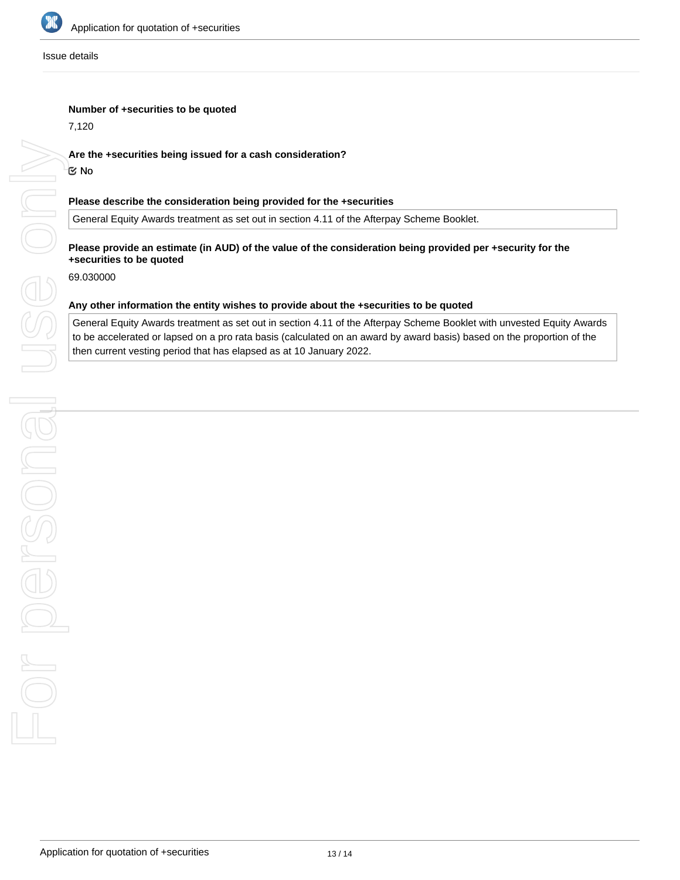Issue details

**Number of +securities to be quoted**

7,120

**Are the +securities being issued for a cash consideration?**

☑ No

**Please describe the consideration being provided for the +securities**

General Equity Awards treatment as set out in section 4.11 of the Afterpay Scheme Booklet.

**Please provide an estimate (in AUD) of the value of the consideration being provided per +security for the +securities to be quoted**

69.030000

**Any other information the entity wishes to provide about the +securities to be quoted**

General Equity Awards treatment as set out in section 4.11 of the Afterpay Scheme Booklet with unvested Equity Awards to be accelerated or lapsed on a pro rata basis (calculated on an award by award basis) based on the proportion of the then current vesting period that has elapsed as at 10 January 2022.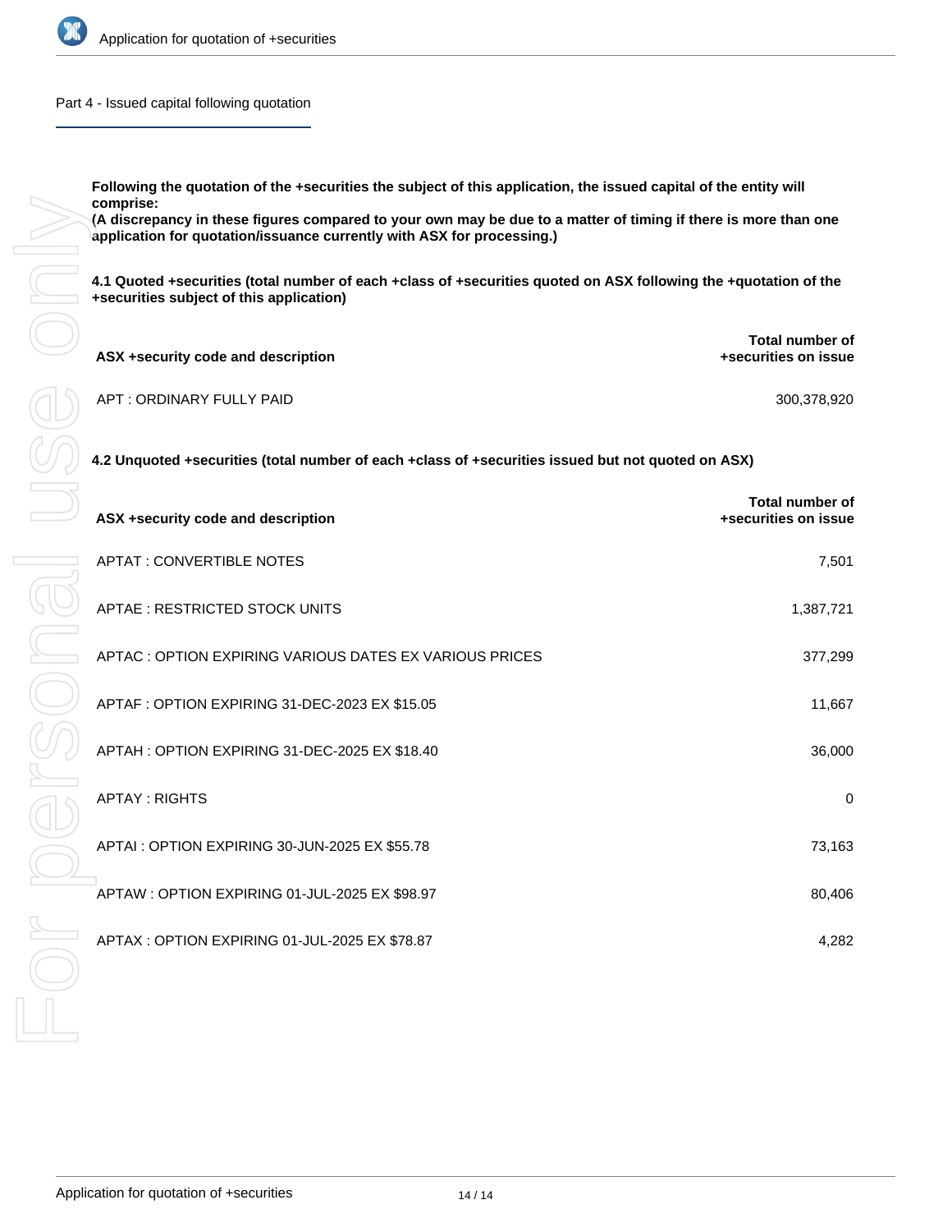## Part 4 - Issued capital following quotation

**Following the quotation of the +securities the subject of this application, the issued capital of the entity will comprise:**
**(A discrepancy in these figures compared to your own may be due to a matter of timing if there is more than one application for quotation/issuance currently with ASX for processing.)**

**4.1 Quoted +securities (total number of each +class of +securities quoted on ASX following the +quotation of the +securities subject of this application)**

| ASX +security code and description | Total number of +securities on issue |
|---|---|
| APT : ORDINARY FULLY PAID | 300,378,920 |

**4.2 Unquoted +securities (total number of each +class of +securities issued but not quoted on ASX)**

| ASX +security code and description | Total number of +securities on issue |
|---|---|
| APTAT : CONVERTIBLE NOTES | 7,501 |
| APTAE : RESTRICTED STOCK UNITS | 1,387,721 |
| APTAC : OPTION EXPIRING VARIOUS DATES EX VARIOUS PRICES | 377,299 |
| APTAF : OPTION EXPIRING 31-DEC-2023 EX $15.05 | 11,667 |
| APTAH : OPTION EXPIRING 31-DEC-2025 EX $18.40 | 36,000 |
| APTAY : RIGHTS | 0 |
| APTAI : OPTION EXPIRING 30-JUN-2025 EX $55.78 | 73,163 |
| APTAW : OPTION EXPIRING 01-JUL-2025 EX $98.97 | 80,406 |
| APTAX : OPTION EXPIRING 01-JUL-2025 EX $78.87 | 4,282 |